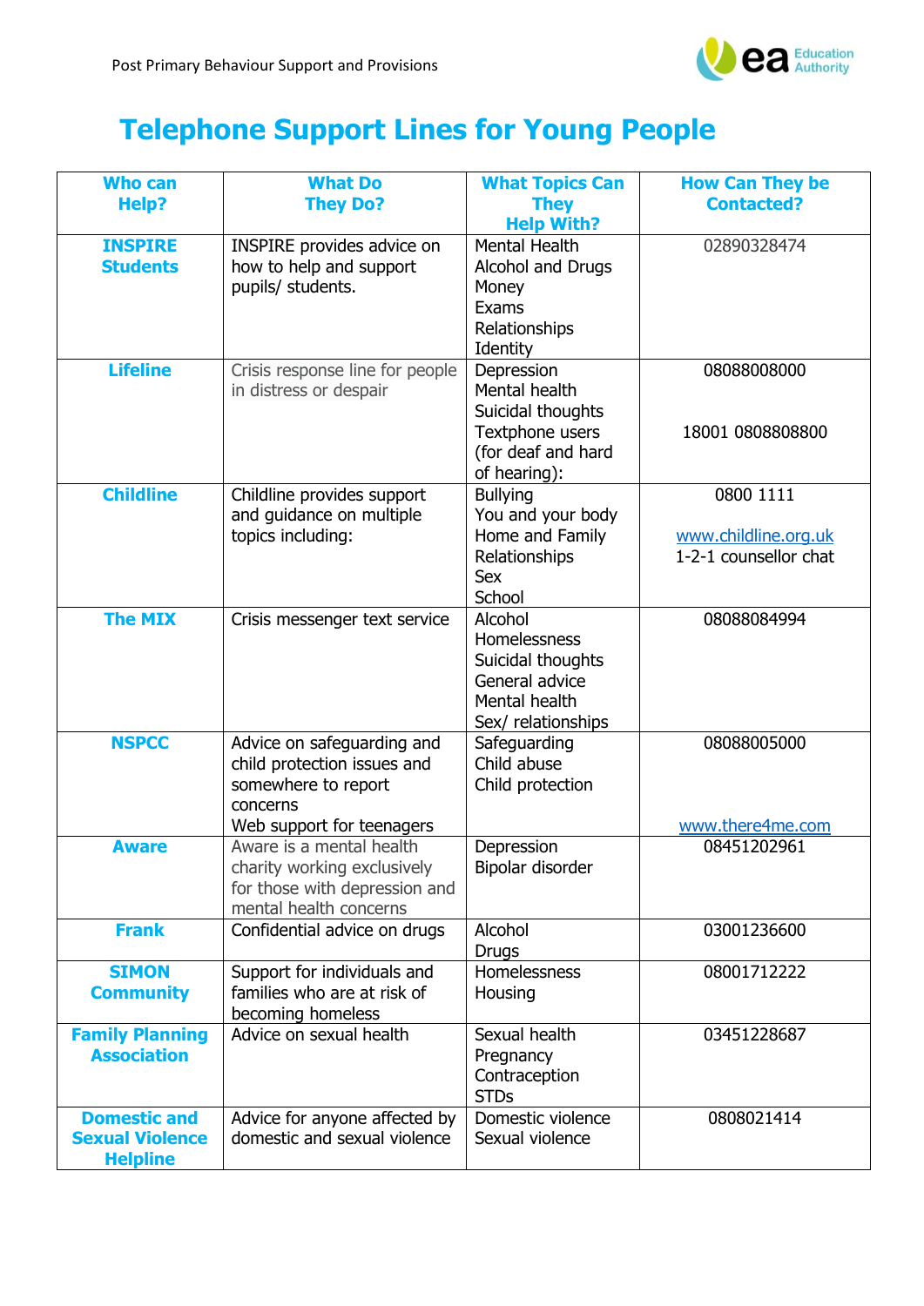# Telephone Support Lines for Young People

| Who can Help? | What Do They Do? | What Topics Can They Help With? | How Can They be Contacted? |
|---|---|---|---|
| **INSPIRE Students** | INSPIRE provides advice on how to help and support pupils/ students. | Mental Health<br>Alcohol and Drugs<br>Money<br>Exams<br>Relationships<br>Identity | 02890328474 |
| **Lifeline** | Crisis response line for people in distress or despair | Depression<br>Mental health<br>Suicidal thoughts<br>Textphone users (for deaf and hard of hearing): | 08088008000<br><br>18001 0808808800 |
| **Childline** | Childline provides support and guidance on multiple topics including: | Bullying<br>You and your body<br>Home and Family<br>Relationships<br>Sex<br>School | 0800 1111<br><br>www.childline.org.uk<br>1-2-1 counsellor chat |
| **The MIX** | Crisis messenger text service | Alcohol<br>Homelessness<br>Suicidal thoughts<br>General advice<br>Mental health<br>Sex/ relationships | 08088084994 |
| **NSPCC** | Advice on safeguarding and child protection issues and somewhere to report concerns<br>Web support for teenagers | Safeguarding<br>Child abuse<br>Child protection | 08088005000<br><br>www.there4me.com |
| **Aware** | Aware is a mental health charity working exclusively for those with depression and mental health concerns | Depression<br>Bipolar disorder | 08451202961 |
| **Frank** | Confidential advice on drugs | Alcohol<br>Drugs | 03001236600 |
| **SIMON Community** | Support for individuals and families who are at risk of becoming homeless | Homelessness<br>Housing | 08001712222 |
| **Family Planning Association** | Advice on sexual health | Sexual health<br>Pregnancy<br>Contraception<br>STDs | 03451228687 |
| **Domestic and Sexual Violence Helpline** | Advice for anyone affected by domestic and sexual violence | Domestic violence<br>Sexual violence | 0808021414 |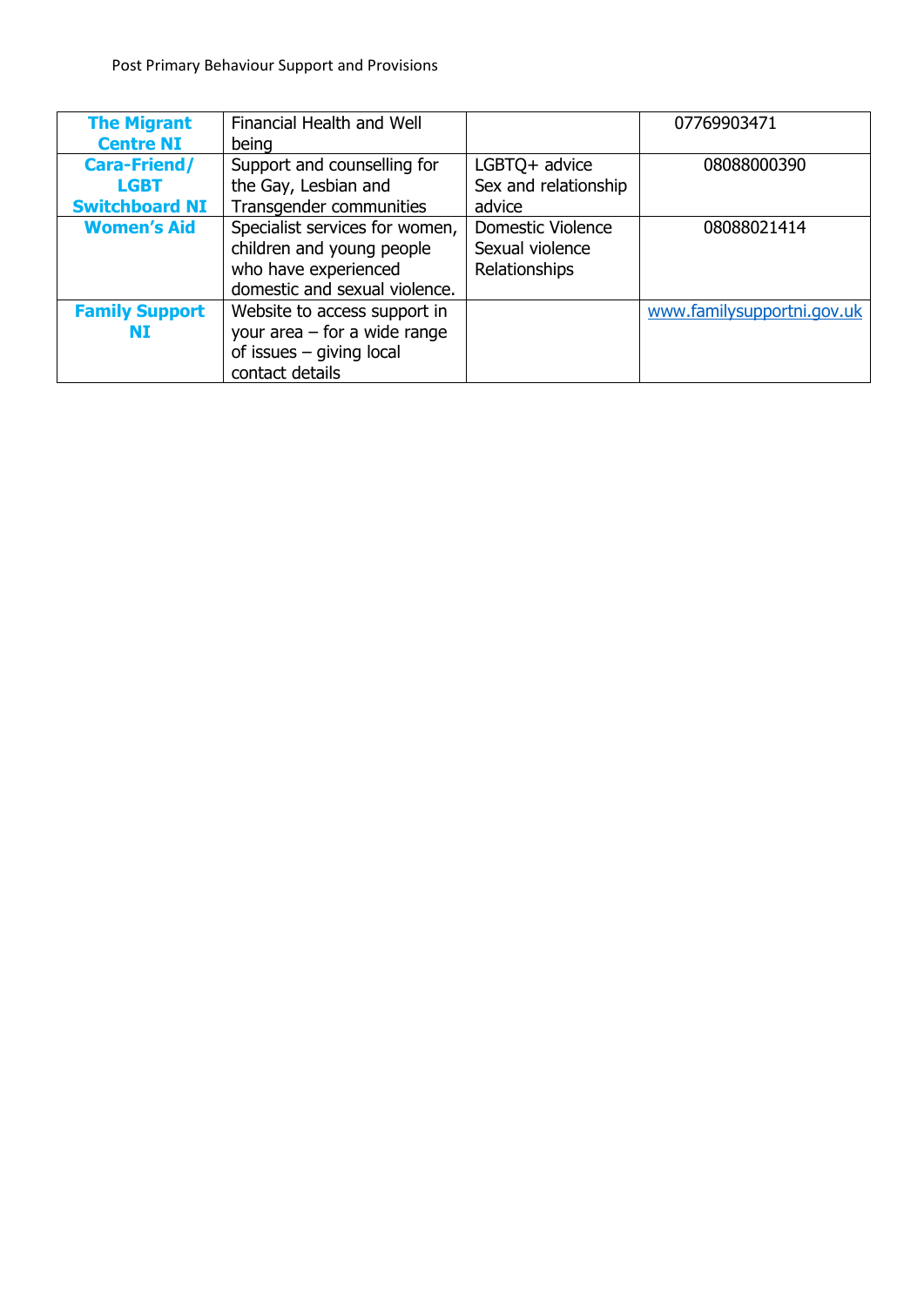| | | | |
|---|---|---|---|
| **The Migrant Centre NI** | Financial Health and Well being | | 07769903471 |
| **Cara-Friend/ LGBT Switchboard NI** | Support and counselling for the Gay, Lesbian and Transgender communities | LGBTQ+ advice<br>Sex and relationship advice | 08088000390 |
| **Women's Aid** | Specialist services for women, children and young people who have experienced domestic and sexual violence. | Domestic Violence<br>Sexual violence<br>Relationships | 08088021414 |
| **Family Support NI** | Website to access support in your area – for a wide range of issues – giving local contact details | | www.familysupportni.gov.uk |